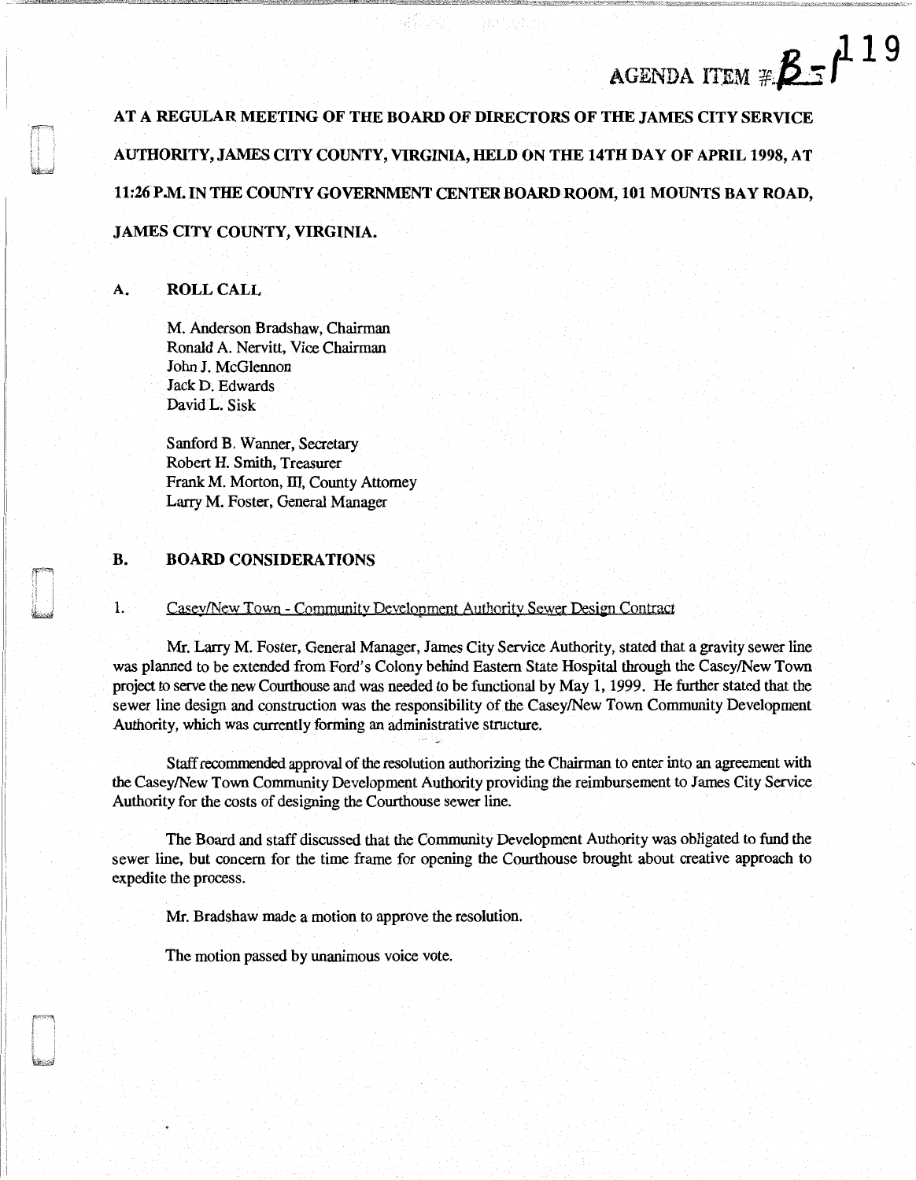AGENDA ITEM #B-1

AT A REGULAR MEETING OF THE BOARD OF DIRECTORS OF THE JAMES CITY SERVICE AUTHORITY, JAMES CITY COUNTY, VIRGINIA, HELD ON THE 14TH DAY OF APRIL 1998, AT 11:26 P.M. IN THE COUNTY GOVERNMENT CENTER BOARD ROOM, 101 MOUNTS BAY ROAD, JAMES CITY COUNTY, VIRGINIA.

## A. ROLL CALL

M. Anderson Bradshaw, Chairman
Ronald A. Nervitt, Vice Chairman
John J. McGlennon
Jack D. Edwards
David L. Sisk

Sanford B. Wanner, Secretary
Robert H. Smith, Treasurer
Frank M. Morton, III, County Attorney
Larry M. Foster, General Manager

## B. BOARD CONSIDERATIONS

1. Casey/New Town - Community Development Authority Sewer Design Contract

Mr. Larry M. Foster, General Manager, James City Service Authority, stated that a gravity sewer line was planned to be extended from Ford's Colony behind Eastern State Hospital through the Casey/New Town project to serve the new Courthouse and was needed to be functional by May 1, 1999. He further stated that the sewer line design and construction was the responsibility of the Casey/New Town Community Development Authority, which was currently forming an administrative structure.

Staff recommended approval of the resolution authorizing the Chairman to enter into an agreement with the Casey/New Town Community Development Authority providing the reimbursement to James City Service Authority for the costs of designing the Courthouse sewer line.

The Board and staff discussed that the Community Development Authority was obligated to fund the sewer line, but concern for the time frame for opening the Courthouse brought about creative approach to expedite the process.

Mr. Bradshaw made a motion to approve the resolution.

The motion passed by unanimous voice vote.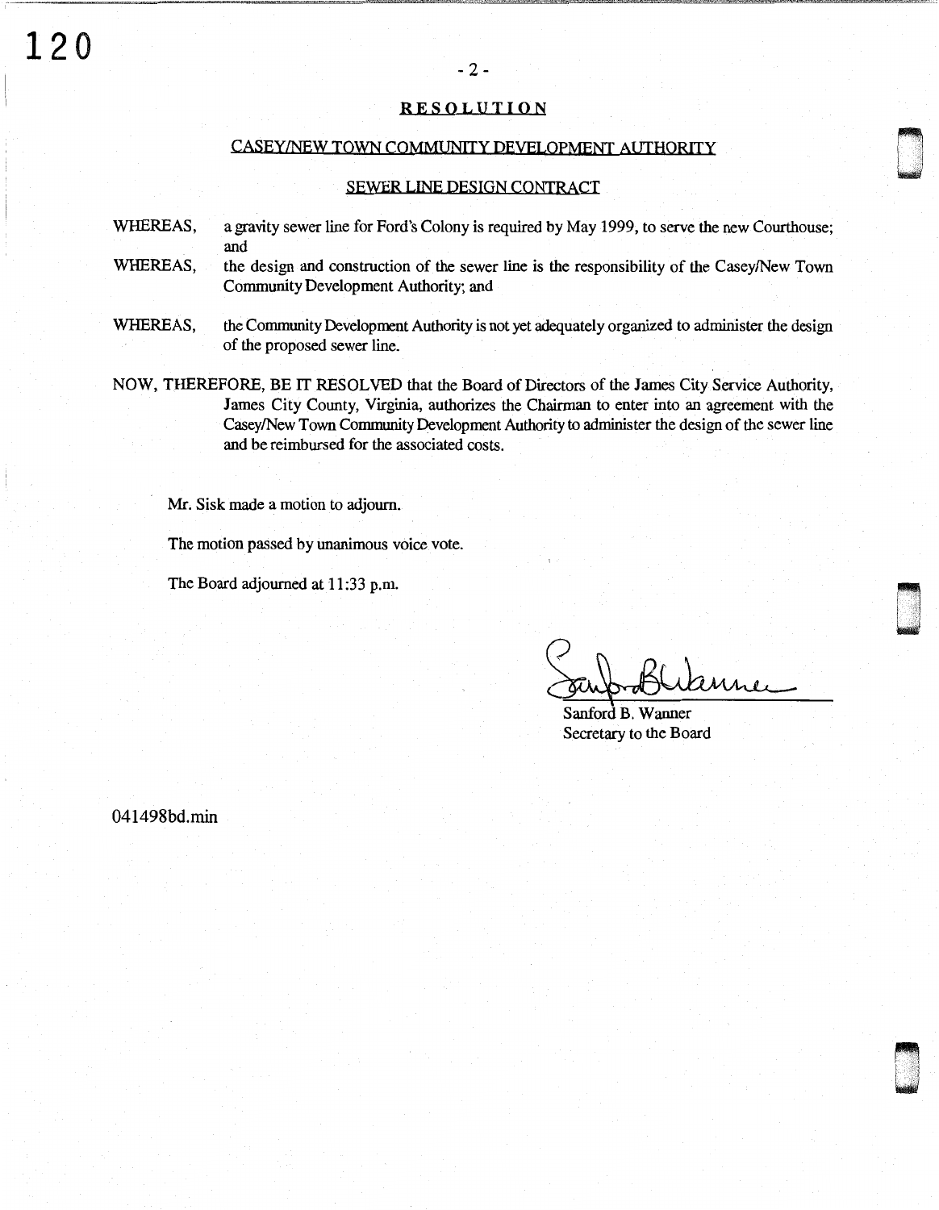## RESOLUTION

### CASEY/NEW TOWN COMMUNITY DEVELOPMENT AUTHORITY

### SEWER LINE DESIGN CONTRACT

WHEREAS, a gravity sewer line for Ford's Colony is required by May 1999, to serve the new Courthouse; and

WHEREAS, the design and construction of the sewer line is the responsibility of the Casey/New Town Community Development Authority; and

WHEREAS, the Community Development Authority is not yet adequately organized to administer the design of the proposed sewer line.

NOW, THEREFORE, BE IT RESOLVED that the Board of Directors of the James City Service Authority, James City County, Virginia, authorizes the Chairman to enter into an agreement with the Casey/New Town Community Development Authority to administer the design of the sewer line and be reimbursed for the associated costs.

Mr. Sisk made a motion to adjourn.

The motion passed by unanimous voice vote.

The Board adjourned at 11:33 p.m.

Sanford B. Wanner
Secretary to the Board

041498bd.min